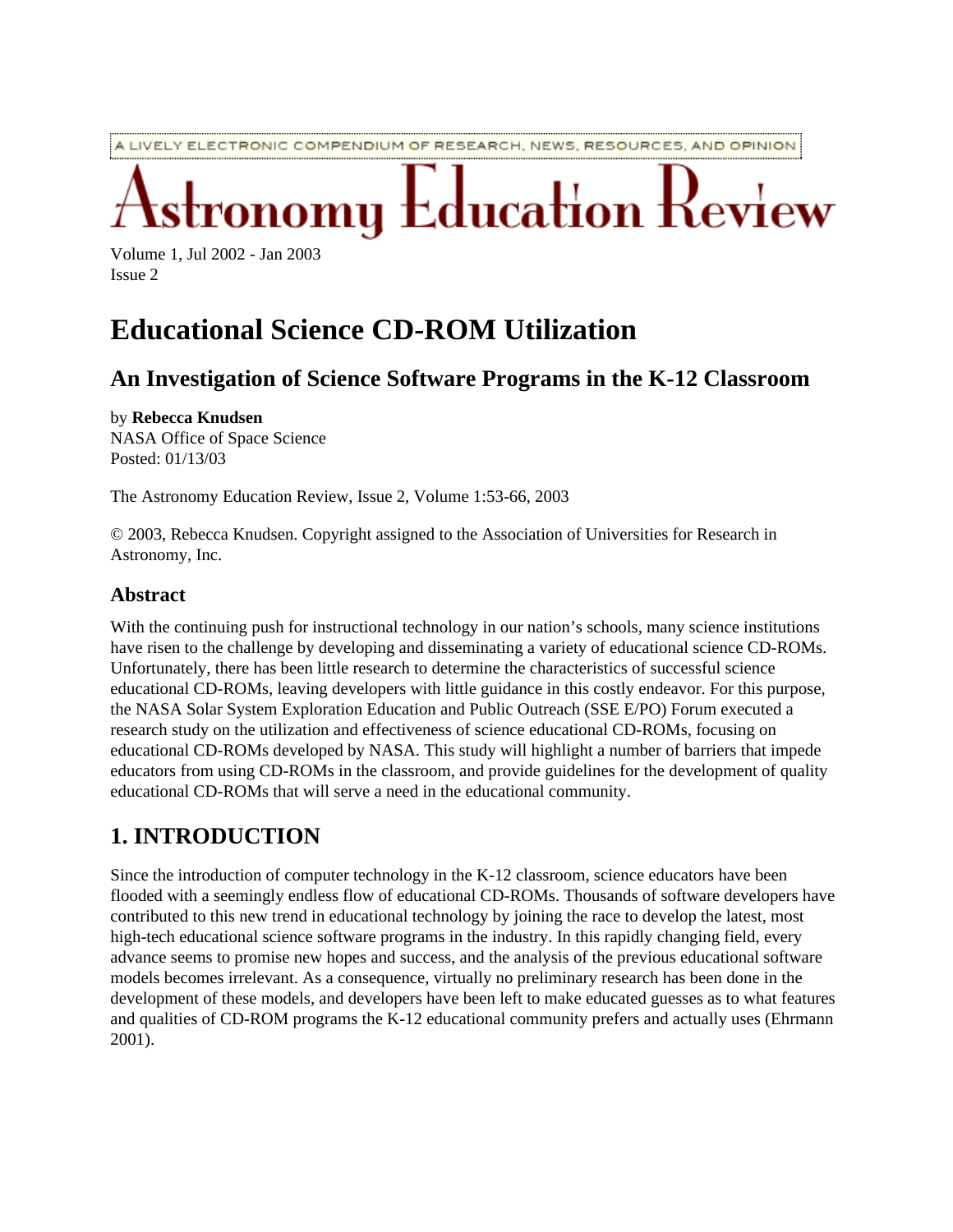A LIVELY ELECTRONIC COMPENDIUM OF RESEARCH, NEWS, RESOURCES, AND OPINION

# Astronomy Education Review

Volume 1, Jul 2002 - Jan 2003
Issue 2

# Educational Science CD-ROM Utilization

## An Investigation of Science Software Programs in the K-12 Classroom

by **Rebecca Knudsen**
NASA Office of Space Science
Posted: 01/13/03

The Astronomy Education Review, Issue 2, Volume 1:53-66, 2003

© 2003, Rebecca Knudsen. Copyright assigned to the Association of Universities for Research in Astronomy, Inc.

### Abstract

With the continuing push for instructional technology in our nation's schools, many science institutions have risen to the challenge by developing and disseminating a variety of educational science CD-ROMs. Unfortunately, there has been little research to determine the characteristics of successful science educational CD-ROMs, leaving developers with little guidance in this costly endeavor. For this purpose, the NASA Solar System Exploration Education and Public Outreach (SSE E/PO) Forum executed a research study on the utilization and effectiveness of science educational CD-ROMs, focusing on educational CD-ROMs developed by NASA. This study will highlight a number of barriers that impede educators from using CD-ROMs in the classroom, and provide guidelines for the development of quality educational CD-ROMs that will serve a need in the educational community.

## 1. INTRODUCTION

Since the introduction of computer technology in the K-12 classroom, science educators have been flooded with a seemingly endless flow of educational CD-ROMs. Thousands of software developers have contributed to this new trend in educational technology by joining the race to develop the latest, most high-tech educational science software programs in the industry. In this rapidly changing field, every advance seems to promise new hopes and success, and the analysis of the previous educational software models becomes irrelevant. As a consequence, virtually no preliminary research has been done in the development of these models, and developers have been left to make educated guesses as to what features and qualities of CD-ROM programs the K-12 educational community prefers and actually uses (Ehrmann 2001).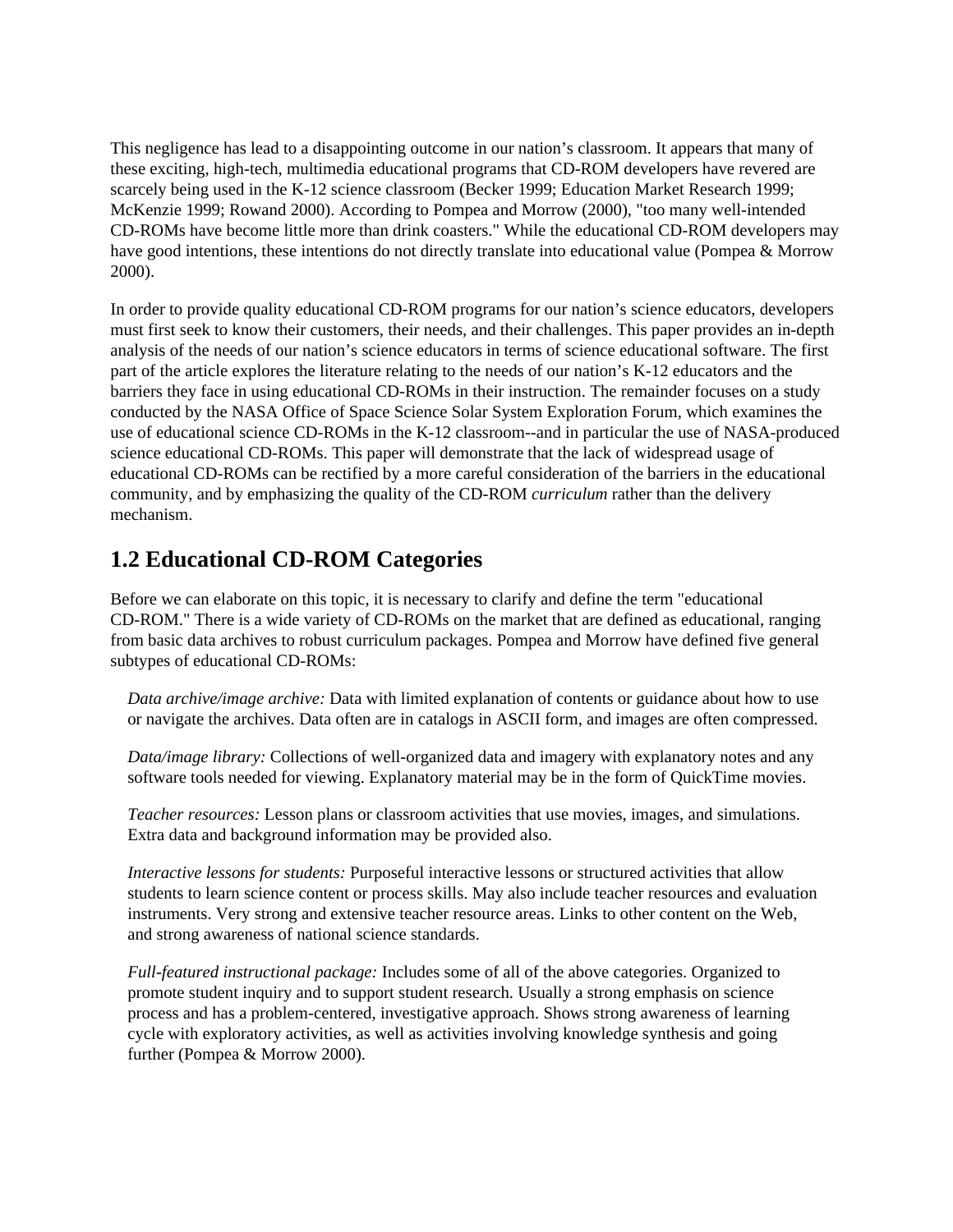This negligence has lead to a disappointing outcome in our nation's classroom. It appears that many of these exciting, high-tech, multimedia educational programs that CD-ROM developers have revered are scarcely being used in the K-12 science classroom (Becker 1999; Education Market Research 1999; McKenzie 1999; Rowand 2000). According to Pompea and Morrow (2000), "too many well-intended CD-ROMs have become little more than drink coasters." While the educational CD-ROM developers may have good intentions, these intentions do not directly translate into educational value (Pompea & Morrow 2000).

In order to provide quality educational CD-ROM programs for our nation's science educators, developers must first seek to know their customers, their needs, and their challenges. This paper provides an in-depth analysis of the needs of our nation's science educators in terms of science educational software. The first part of the article explores the literature relating to the needs of our nation's K-12 educators and the barriers they face in using educational CD-ROMs in their instruction. The remainder focuses on a study conducted by the NASA Office of Space Science Solar System Exploration Forum, which examines the use of educational science CD-ROMs in the K-12 classroom--and in particular the use of NASA-produced science educational CD-ROMs. This paper will demonstrate that the lack of widespread usage of educational CD-ROMs can be rectified by a more careful consideration of the barriers in the educational community, and by emphasizing the quality of the CD-ROM *curriculum* rather than the delivery mechanism.

## 1.2 Educational CD-ROM Categories

Before we can elaborate on this topic, it is necessary to clarify and define the term "educational CD-ROM." There is a wide variety of CD-ROMs on the market that are defined as educational, ranging from basic data archives to robust curriculum packages. Pompea and Morrow have defined five general subtypes of educational CD-ROMs:

*Data archive/image archive:* Data with limited explanation of contents or guidance about how to use or navigate the archives. Data often are in catalogs in ASCII form, and images are often compressed.

*Data/image library:* Collections of well-organized data and imagery with explanatory notes and any software tools needed for viewing. Explanatory material may be in the form of QuickTime movies.

*Teacher resources:* Lesson plans or classroom activities that use movies, images, and simulations. Extra data and background information may be provided also.

*Interactive lessons for students:* Purposeful interactive lessons or structured activities that allow students to learn science content or process skills. May also include teacher resources and evaluation instruments. Very strong and extensive teacher resource areas. Links to other content on the Web, and strong awareness of national science standards.

*Full-featured instructional package:* Includes some of all of the above categories. Organized to promote student inquiry and to support student research. Usually a strong emphasis on science process and has a problem-centered, investigative approach. Shows strong awareness of learning cycle with exploratory activities, as well as activities involving knowledge synthesis and going further (Pompea & Morrow 2000).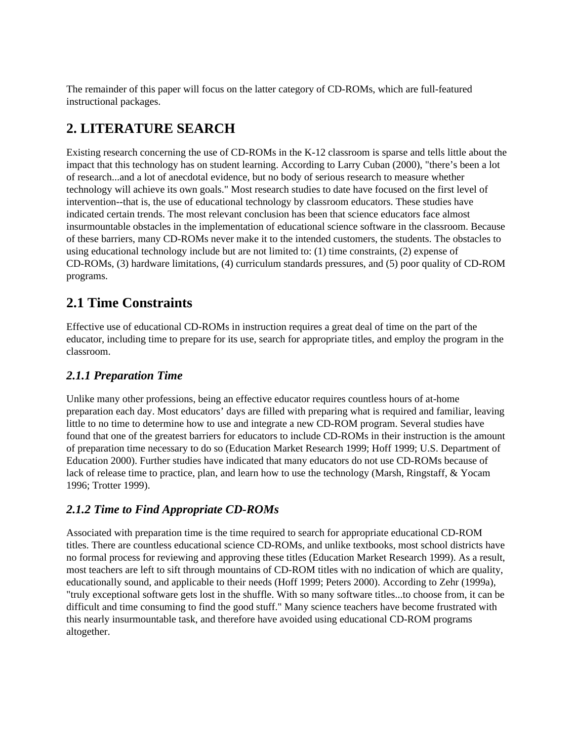The remainder of this paper will focus on the latter category of CD-ROMs, which are full-featured instructional packages.

## 2. LITERATURE SEARCH

Existing research concerning the use of CD-ROMs in the K-12 classroom is sparse and tells little about the impact that this technology has on student learning. According to Larry Cuban (2000), "there's been a lot of research...and a lot of anecdotal evidence, but no body of serious research to measure whether technology will achieve its own goals." Most research studies to date have focused on the first level of intervention--that is, the use of educational technology by classroom educators. These studies have indicated certain trends. The most relevant conclusion has been that science educators face almost insurmountable obstacles in the implementation of educational science software in the classroom. Because of these barriers, many CD-ROMs never make it to the intended customers, the students. The obstacles to using educational technology include but are not limited to: (1) time constraints, (2) expense of CD-ROMs, (3) hardware limitations, (4) curriculum standards pressures, and (5) poor quality of CD-ROM programs.

## 2.1 Time Constraints

Effective use of educational CD-ROMs in instruction requires a great deal of time on the part of the educator, including time to prepare for its use, search for appropriate titles, and employ the program in the classroom.

### *2.1.1 Preparation Time*

Unlike many other professions, being an effective educator requires countless hours of at-home preparation each day. Most educators' days are filled with preparing what is required and familiar, leaving little to no time to determine how to use and integrate a new CD-ROM program. Several studies have found that one of the greatest barriers for educators to include CD-ROMs in their instruction is the amount of preparation time necessary to do so (Education Market Research 1999; Hoff 1999; U.S. Department of Education 2000). Further studies have indicated that many educators do not use CD-ROMs because of lack of release time to practice, plan, and learn how to use the technology (Marsh, Ringstaff, & Yocam 1996; Trotter 1999).

### *2.1.2 Time to Find Appropriate CD-ROMs*

Associated with preparation time is the time required to search for appropriate educational CD-ROM titles. There are countless educational science CD-ROMs, and unlike textbooks, most school districts have no formal process for reviewing and approving these titles (Education Market Research 1999). As a result, most teachers are left to sift through mountains of CD-ROM titles with no indication of which are quality, educationally sound, and applicable to their needs (Hoff 1999; Peters 2000). According to Zehr (1999a), "truly exceptional software gets lost in the shuffle. With so many software titles...to choose from, it can be difficult and time consuming to find the good stuff." Many science teachers have become frustrated with this nearly insurmountable task, and therefore have avoided using educational CD-ROM programs altogether.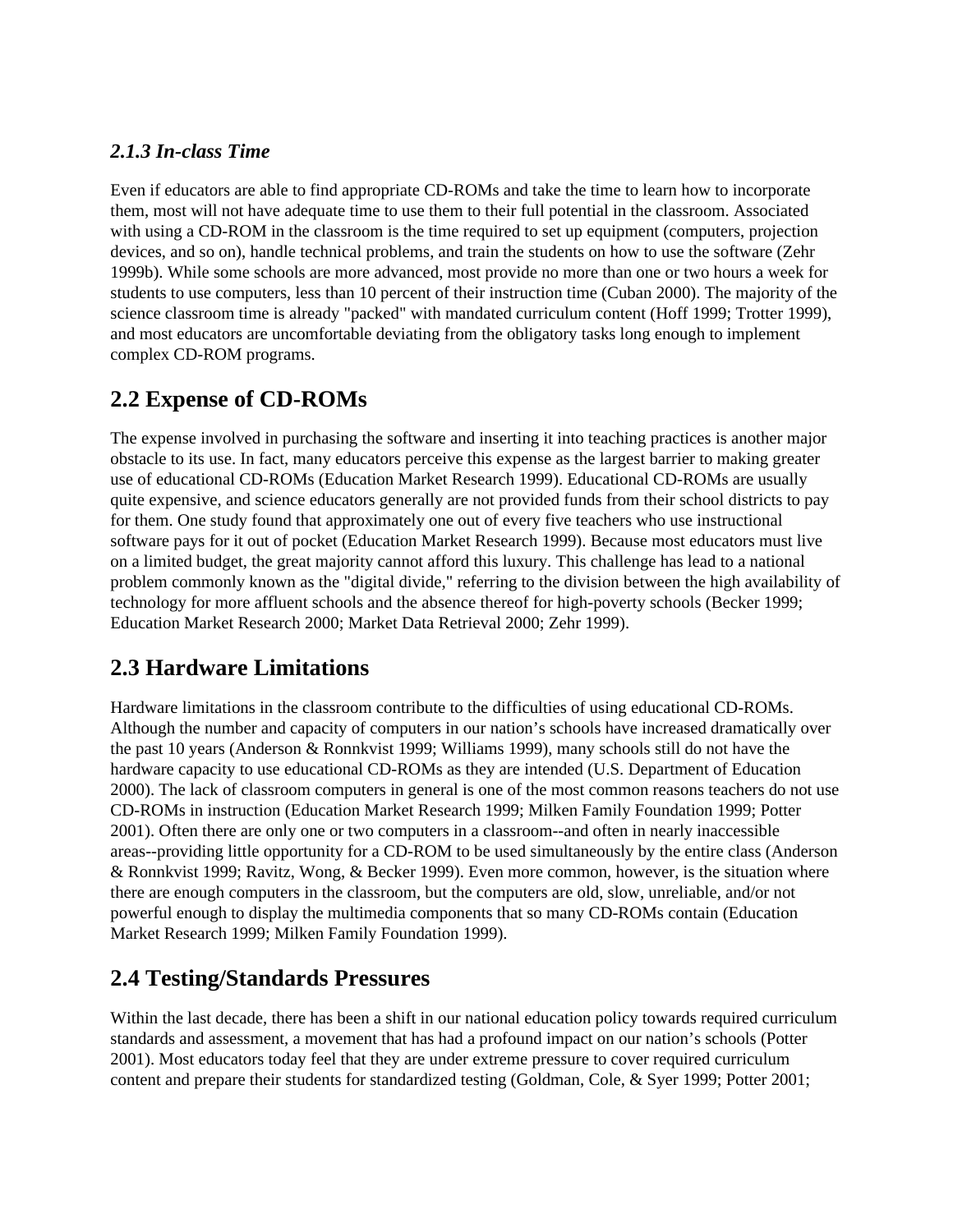### *2.1.3 In-class Time*

Even if educators are able to find appropriate CD-ROMs and take the time to learn how to incorporate them, most will not have adequate time to use them to their full potential in the classroom. Associated with using a CD-ROM in the classroom is the time required to set up equipment (computers, projection devices, and so on), handle technical problems, and train the students on how to use the software (Zehr 1999b). While some schools are more advanced, most provide no more than one or two hours a week for students to use computers, less than 10 percent of their instruction time (Cuban 2000). The majority of the science classroom time is already "packed" with mandated curriculum content (Hoff 1999; Trotter 1999), and most educators are uncomfortable deviating from the obligatory tasks long enough to implement complex CD-ROM programs.

## 2.2 Expense of CD-ROMs

The expense involved in purchasing the software and inserting it into teaching practices is another major obstacle to its use. In fact, many educators perceive this expense as the largest barrier to making greater use of educational CD-ROMs (Education Market Research 1999). Educational CD-ROMs are usually quite expensive, and science educators generally are not provided funds from their school districts to pay for them. One study found that approximately one out of every five teachers who use instructional software pays for it out of pocket (Education Market Research 1999). Because most educators must live on a limited budget, the great majority cannot afford this luxury. This challenge has lead to a national problem commonly known as the "digital divide," referring to the division between the high availability of technology for more affluent schools and the absence thereof for high-poverty schools (Becker 1999; Education Market Research 2000; Market Data Retrieval 2000; Zehr 1999).

## 2.3 Hardware Limitations

Hardware limitations in the classroom contribute to the difficulties of using educational CD-ROMs. Although the number and capacity of computers in our nation's schools have increased dramatically over the past 10 years (Anderson & Ronnkvist 1999; Williams 1999), many schools still do not have the hardware capacity to use educational CD-ROMs as they are intended (U.S. Department of Education 2000). The lack of classroom computers in general is one of the most common reasons teachers do not use CD-ROMs in instruction (Education Market Research 1999; Milken Family Foundation 1999; Potter 2001). Often there are only one or two computers in a classroom--and often in nearly inaccessible areas--providing little opportunity for a CD-ROM to be used simultaneously by the entire class (Anderson & Ronnkvist 1999; Ravitz, Wong, & Becker 1999). Even more common, however, is the situation where there are enough computers in the classroom, but the computers are old, slow, unreliable, and/or not powerful enough to display the multimedia components that so many CD-ROMs contain (Education Market Research 1999; Milken Family Foundation 1999).

## 2.4 Testing/Standards Pressures

Within the last decade, there has been a shift in our national education policy towards required curriculum standards and assessment, a movement that has had a profound impact on our nation's schools (Potter 2001). Most educators today feel that they are under extreme pressure to cover required curriculum content and prepare their students for standardized testing (Goldman, Cole, & Syer 1999; Potter 2001;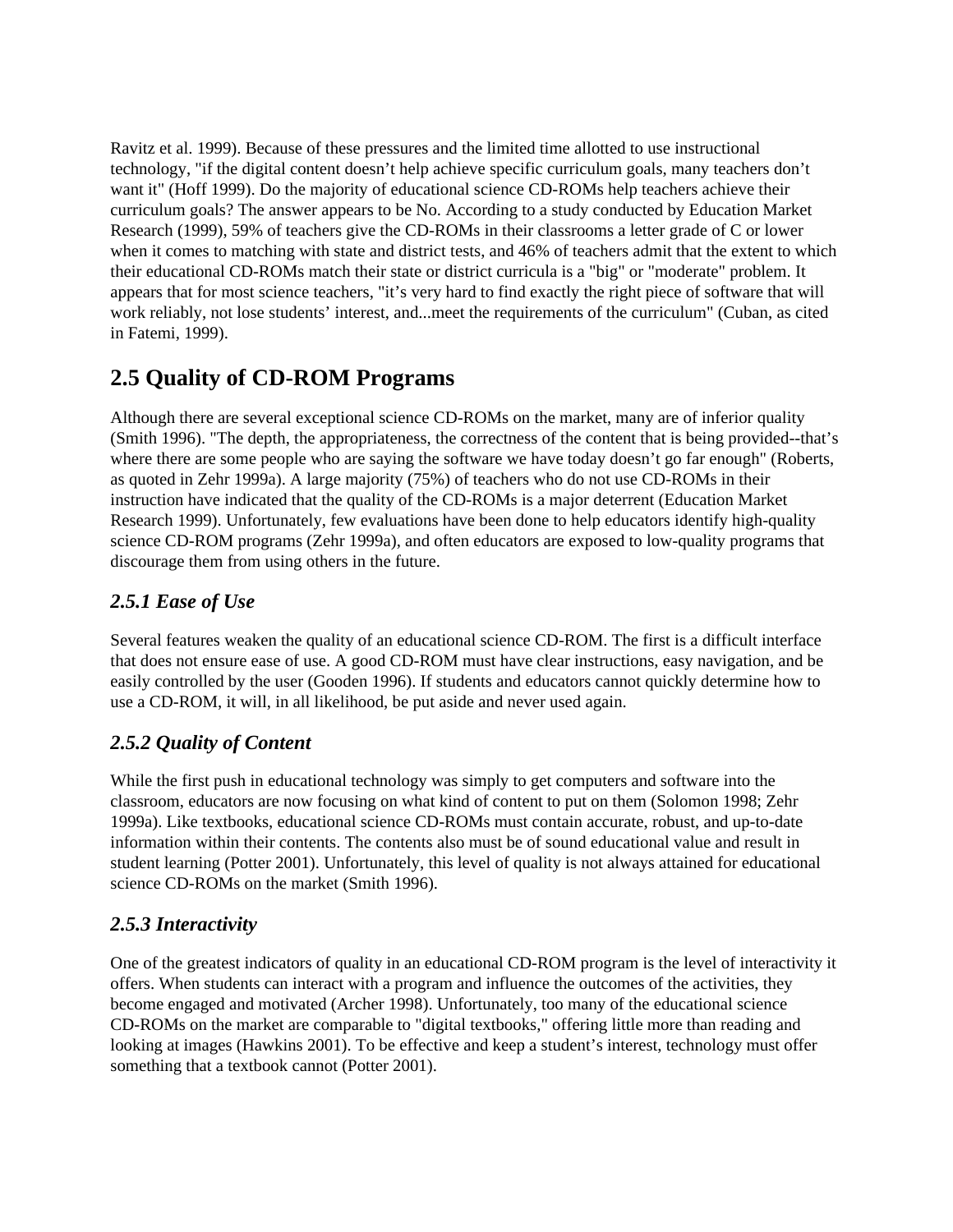Ravitz et al. 1999). Because of these pressures and the limited time allotted to use instructional technology, "if the digital content doesn't help achieve specific curriculum goals, many teachers don't want it" (Hoff 1999). Do the majority of educational science CD-ROMs help teachers achieve their curriculum goals? The answer appears to be No. According to a study conducted by Education Market Research (1999), 59% of teachers give the CD-ROMs in their classrooms a letter grade of C or lower when it comes to matching with state and district tests, and 46% of teachers admit that the extent to which their educational CD-ROMs match their state or district curricula is a "big" or "moderate" problem. It appears that for most science teachers, "it's very hard to find exactly the right piece of software that will work reliably, not lose students' interest, and...meet the requirements of the curriculum" (Cuban, as cited in Fatemi, 1999).

## 2.5 Quality of CD-ROM Programs

Although there are several exceptional science CD-ROMs on the market, many are of inferior quality (Smith 1996). "The depth, the appropriateness, the correctness of the content that is being provided--that's where there are some people who are saying the software we have today doesn't go far enough" (Roberts, as quoted in Zehr 1999a). A large majority (75%) of teachers who do not use CD-ROMs in their instruction have indicated that the quality of the CD-ROMs is a major deterrent (Education Market Research 1999). Unfortunately, few evaluations have been done to help educators identify high-quality science CD-ROM programs (Zehr 1999a), and often educators are exposed to low-quality programs that discourage them from using others in the future.

### *2.5.1 Ease of Use*

Several features weaken the quality of an educational science CD-ROM. The first is a difficult interface that does not ensure ease of use. A good CD-ROM must have clear instructions, easy navigation, and be easily controlled by the user (Gooden 1996). If students and educators cannot quickly determine how to use a CD-ROM, it will, in all likelihood, be put aside and never used again.

### *2.5.2 Quality of Content*

While the first push in educational technology was simply to get computers and software into the classroom, educators are now focusing on what kind of content to put on them (Solomon 1998; Zehr 1999a). Like textbooks, educational science CD-ROMs must contain accurate, robust, and up-to-date information within their contents. The contents also must be of sound educational value and result in student learning (Potter 2001). Unfortunately, this level of quality is not always attained for educational science CD-ROMs on the market (Smith 1996).

### *2.5.3 Interactivity*

One of the greatest indicators of quality in an educational CD-ROM program is the level of interactivity it offers. When students can interact with a program and influence the outcomes of the activities, they become engaged and motivated (Archer 1998). Unfortunately, too many of the educational science CD-ROMs on the market are comparable to "digital textbooks," offering little more than reading and looking at images (Hawkins 2001). To be effective and keep a student's interest, technology must offer something that a textbook cannot (Potter 2001).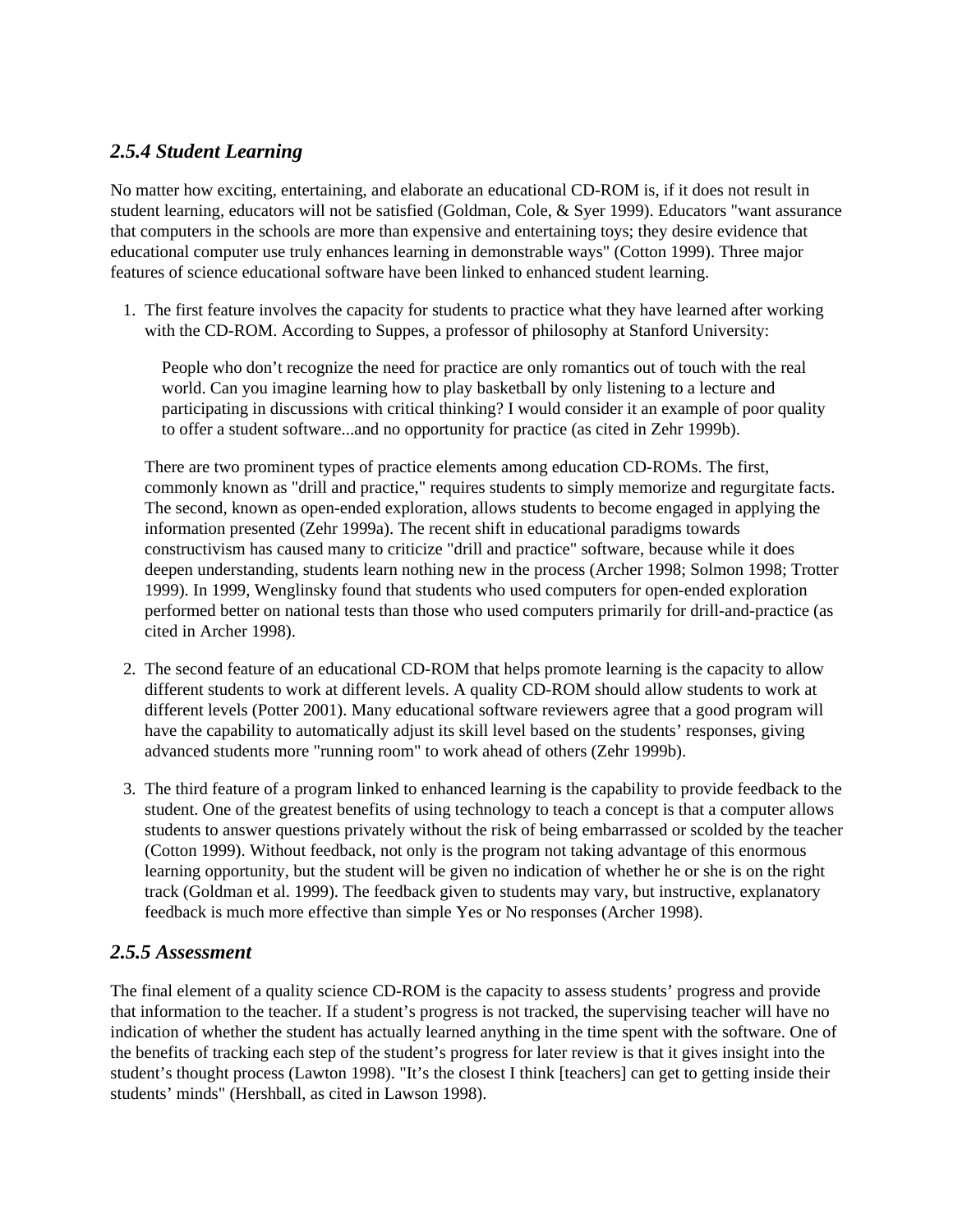### *2.5.4 Student Learning*

No matter how exciting, entertaining, and elaborate an educational CD-ROM is, if it does not result in student learning, educators will not be satisfied (Goldman, Cole, & Syer 1999). Educators "want assurance that computers in the schools are more than expensive and entertaining toys; they desire evidence that educational computer use truly enhances learning in demonstrable ways" (Cotton 1999). Three major features of science educational software have been linked to enhanced student learning.

1. The first feature involves the capacity for students to practice what they have learned after working with the CD-ROM. According to Suppes, a professor of philosophy at Stanford University:

   > People who don't recognize the need for practice are only romantics out of touch with the real world. Can you imagine learning how to play basketball by only listening to a lecture and participating in discussions with critical thinking? I would consider it an example of poor quality to offer a student software...and no opportunity for practice (as cited in Zehr 1999b).

   There are two prominent types of practice elements among education CD-ROMs. The first, commonly known as "drill and practice," requires students to simply memorize and regurgitate facts. The second, known as open-ended exploration, allows students to become engaged in applying the information presented (Zehr 1999a). The recent shift in educational paradigms towards constructivism has caused many to criticize "drill and practice" software, because while it does deepen understanding, students learn nothing new in the process (Archer 1998; Solmon 1998; Trotter 1999). In 1999, Wenglinsky found that students who used computers for open-ended exploration performed better on national tests than those who used computers primarily for drill-and-practice (as cited in Archer 1998).

2. The second feature of an educational CD-ROM that helps promote learning is the capacity to allow different students to work at different levels. A quality CD-ROM should allow students to work at different levels (Potter 2001). Many educational software reviewers agree that a good program will have the capability to automatically adjust its skill level based on the students' responses, giving advanced students more "running room" to work ahead of others (Zehr 1999b).

3. The third feature of a program linked to enhanced learning is the capability to provide feedback to the student. One of the greatest benefits of using technology to teach a concept is that a computer allows students to answer questions privately without the risk of being embarrassed or scolded by the teacher (Cotton 1999). Without feedback, not only is the program not taking advantage of this enormous learning opportunity, but the student will be given no indication of whether he or she is on the right track (Goldman et al. 1999). The feedback given to students may vary, but instructive, explanatory feedback is much more effective than simple Yes or No responses (Archer 1998).

### *2.5.5 Assessment*

The final element of a quality science CD-ROM is the capacity to assess students' progress and provide that information to the teacher. If a student's progress is not tracked, the supervising teacher will have no indication of whether the student has actually learned anything in the time spent with the software. One of the benefits of tracking each step of the student's progress for later review is that it gives insight into the student's thought process (Lawton 1998). "It's the closest I think [teachers] can get to getting inside their students' minds" (Hershball, as cited in Lawson 1998).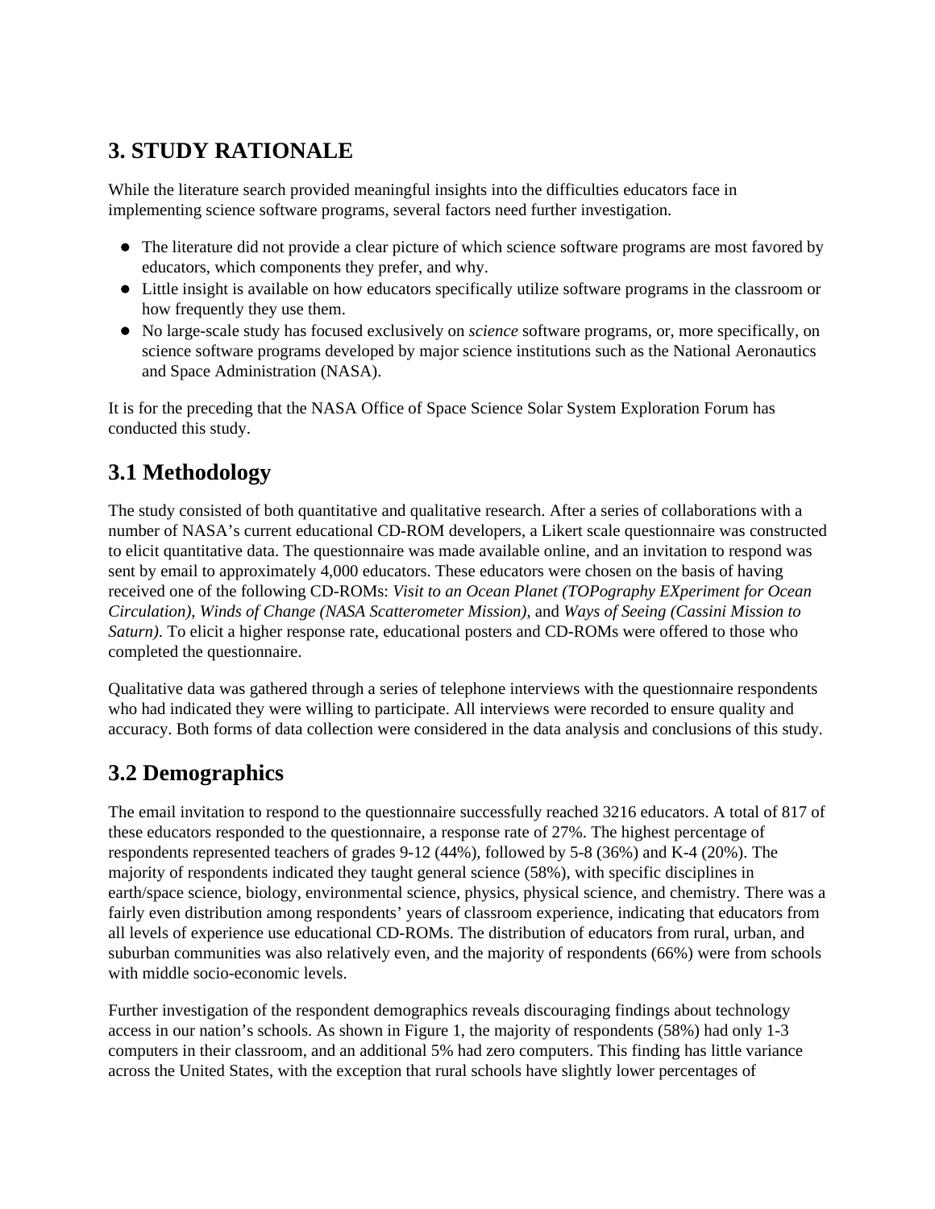## 3. STUDY RATIONALE

While the literature search provided meaningful insights into the difficulties educators face in implementing science software programs, several factors need further investigation.

- The literature did not provide a clear picture of which science software programs are most favored by educators, which components they prefer, and why.
- Little insight is available on how educators specifically utilize software programs in the classroom or how frequently they use them.
- No large-scale study has focused exclusively on *science* software programs, or, more specifically, on science software programs developed by major science institutions such as the National Aeronautics and Space Administration (NASA).

It is for the preceding that the NASA Office of Space Science Solar System Exploration Forum has conducted this study.

## 3.1 Methodology

The study consisted of both quantitative and qualitative research. After a series of collaborations with a number of NASA's current educational CD-ROM developers, a Likert scale questionnaire was constructed to elicit quantitative data. The questionnaire was made available online, and an invitation to respond was sent by email to approximately 4,000 educators. These educators were chosen on the basis of having received one of the following CD-ROMs: *Visit to an Ocean Planet (TOPography EXperiment for Ocean Circulation)*, *Winds of Change (NASA Scatterometer Mission)*, and *Ways of Seeing (Cassini Mission to Saturn)*. To elicit a higher response rate, educational posters and CD-ROMs were offered to those who completed the questionnaire.

Qualitative data was gathered through a series of telephone interviews with the questionnaire respondents who had indicated they were willing to participate. All interviews were recorded to ensure quality and accuracy. Both forms of data collection were considered in the data analysis and conclusions of this study.

## 3.2 Demographics

The email invitation to respond to the questionnaire successfully reached 3216 educators. A total of 817 of these educators responded to the questionnaire, a response rate of 27%. The highest percentage of respondents represented teachers of grades 9-12 (44%), followed by 5-8 (36%) and K-4 (20%). The majority of respondents indicated they taught general science (58%), with specific disciplines in earth/space science, biology, environmental science, physics, physical science, and chemistry. There was a fairly even distribution among respondents' years of classroom experience, indicating that educators from all levels of experience use educational CD-ROMs. The distribution of educators from rural, urban, and suburban communities was also relatively even, and the majority of respondents (66%) were from schools with middle socio-economic levels.

Further investigation of the respondent demographics reveals discouraging findings about technology access in our nation's schools. As shown in Figure 1, the majority of respondents (58%) had only 1-3 computers in their classroom, and an additional 5% had zero computers. This finding has little variance across the United States, with the exception that rural schools have slightly lower percentages of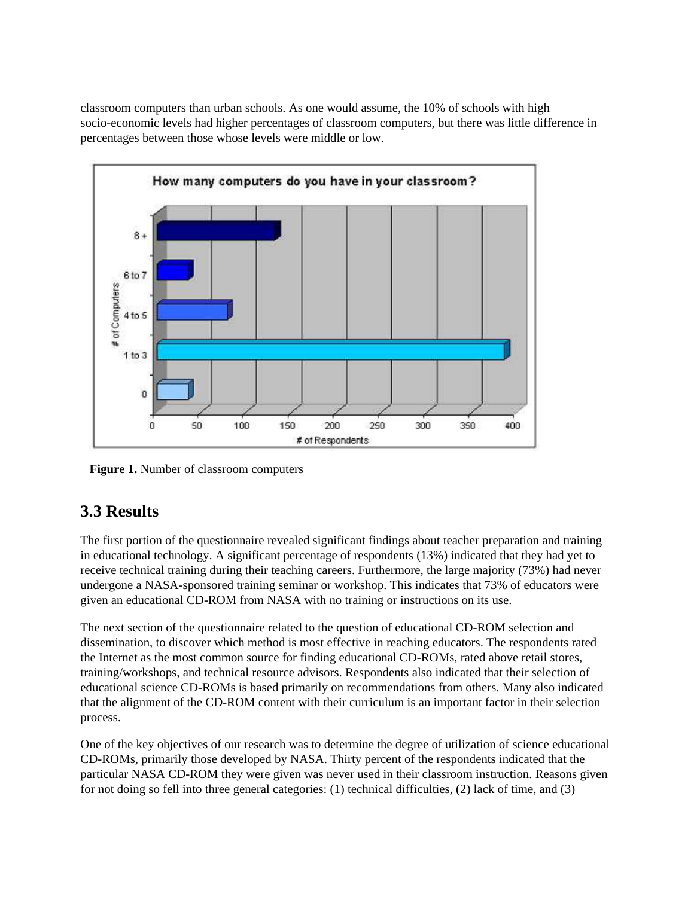classroom computers than urban schools. As one would assume, the 10% of schools with high socio-economic levels had higher percentages of classroom computers, but there was little difference in percentages between those whose levels were middle or low.

**Figure 1.** Number of classroom computers

## 3.3 Results

The first portion of the questionnaire revealed significant findings about teacher preparation and training in educational technology. A significant percentage of respondents (13%) indicated that they had yet to receive technical training during their teaching careers. Furthermore, the large majority (73%) had never undergone a NASA-sponsored training seminar or workshop. This indicates that 73% of educators were given an educational CD-ROM from NASA with no training or instructions on its use.

The next section of the questionnaire related to the question of educational CD-ROM selection and dissemination, to discover which method is most effective in reaching educators. The respondents rated the Internet as the most common source for finding educational CD-ROMs, rated above retail stores, training/workshops, and technical resource advisors. Respondents also indicated that their selection of educational science CD-ROMs is based primarily on recommendations from others. Many also indicated that the alignment of the CD-ROM content with their curriculum is an important factor in their selection process.

One of the key objectives of our research was to determine the degree of utilization of science educational CD-ROMs, primarily those developed by NASA. Thirty percent of the respondents indicated that the particular NASA CD-ROM they were given was never used in their classroom instruction. Reasons given for not doing so fell into three general categories: (1) technical difficulties, (2) lack of time, and (3)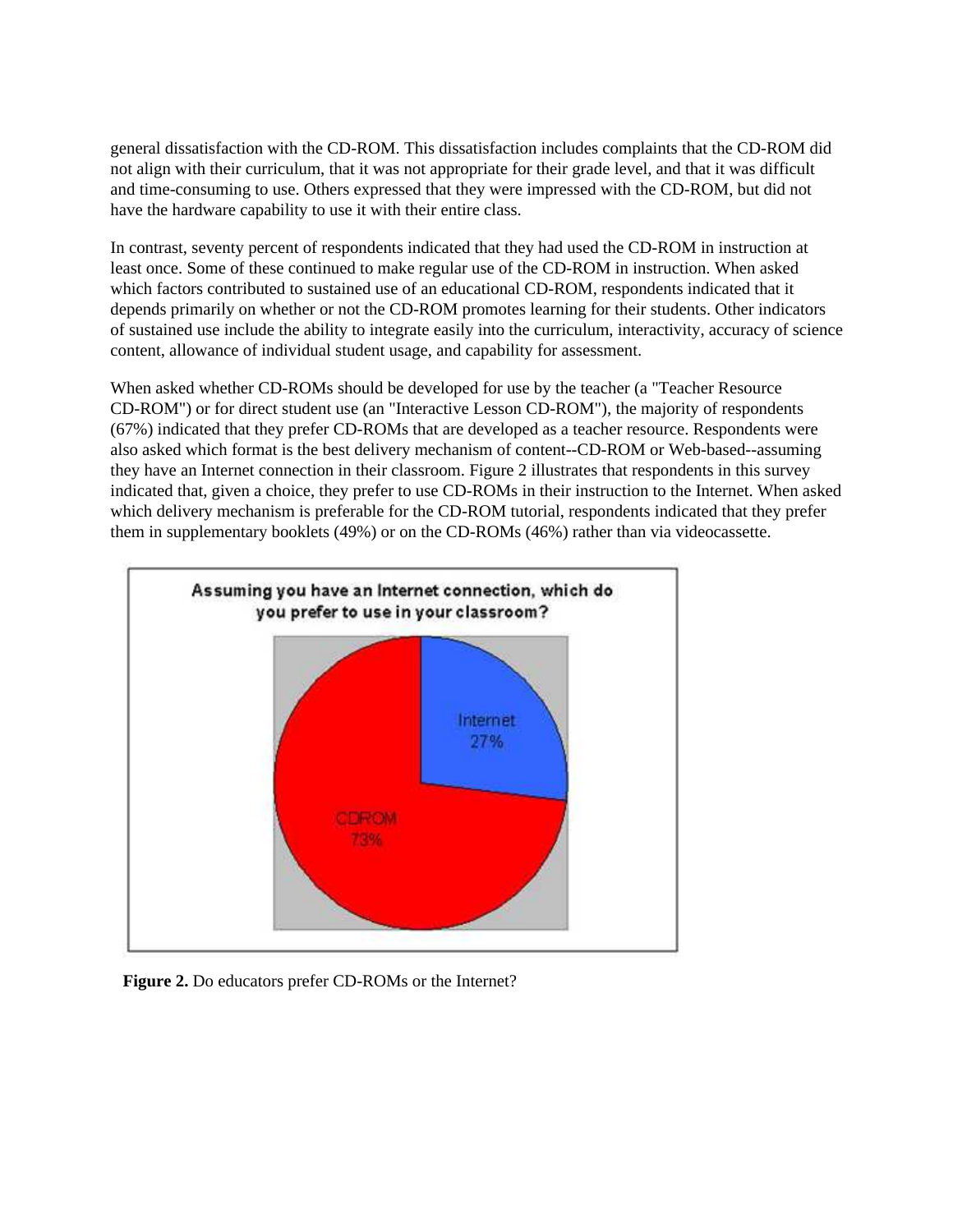general dissatisfaction with the CD-ROM. This dissatisfaction includes complaints that the CD-ROM did not align with their curriculum, that it was not appropriate for their grade level, and that it was difficult and time-consuming to use. Others expressed that they were impressed with the CD-ROM, but did not have the hardware capability to use it with their entire class.

In contrast, seventy percent of respondents indicated that they had used the CD-ROM in instruction at least once. Some of these continued to make regular use of the CD-ROM in instruction. When asked which factors contributed to sustained use of an educational CD-ROM, respondents indicated that it depends primarily on whether or not the CD-ROM promotes learning for their students. Other indicators of sustained use include the ability to integrate easily into the curriculum, interactivity, accuracy of science content, allowance of individual student usage, and capability for assessment.

When asked whether CD-ROMs should be developed for use by the teacher (a "Teacher Resource CD-ROM") or for direct student use (an "Interactive Lesson CD-ROM"), the majority of respondents (67%) indicated that they prefer CD-ROMs that are developed as a teacher resource. Respondents were also asked which format is the best delivery mechanism of content--CD-ROM or Web-based--assuming they have an Internet connection in their classroom. Figure 2 illustrates that respondents in this survey indicated that, given a choice, they prefer to use CD-ROMs in their instruction to the Internet. When asked which delivery mechanism is preferable for the CD-ROM tutorial, respondents indicated that they prefer them in supplementary booklets (49%) or on the CD-ROMs (46%) rather than via videocassette.

Assuming you have an Internet connection, which do you prefer to use in your classroom?

Internet 27%

CDROM 73%

**Figure 2.** Do educators prefer CD-ROMs or the Internet?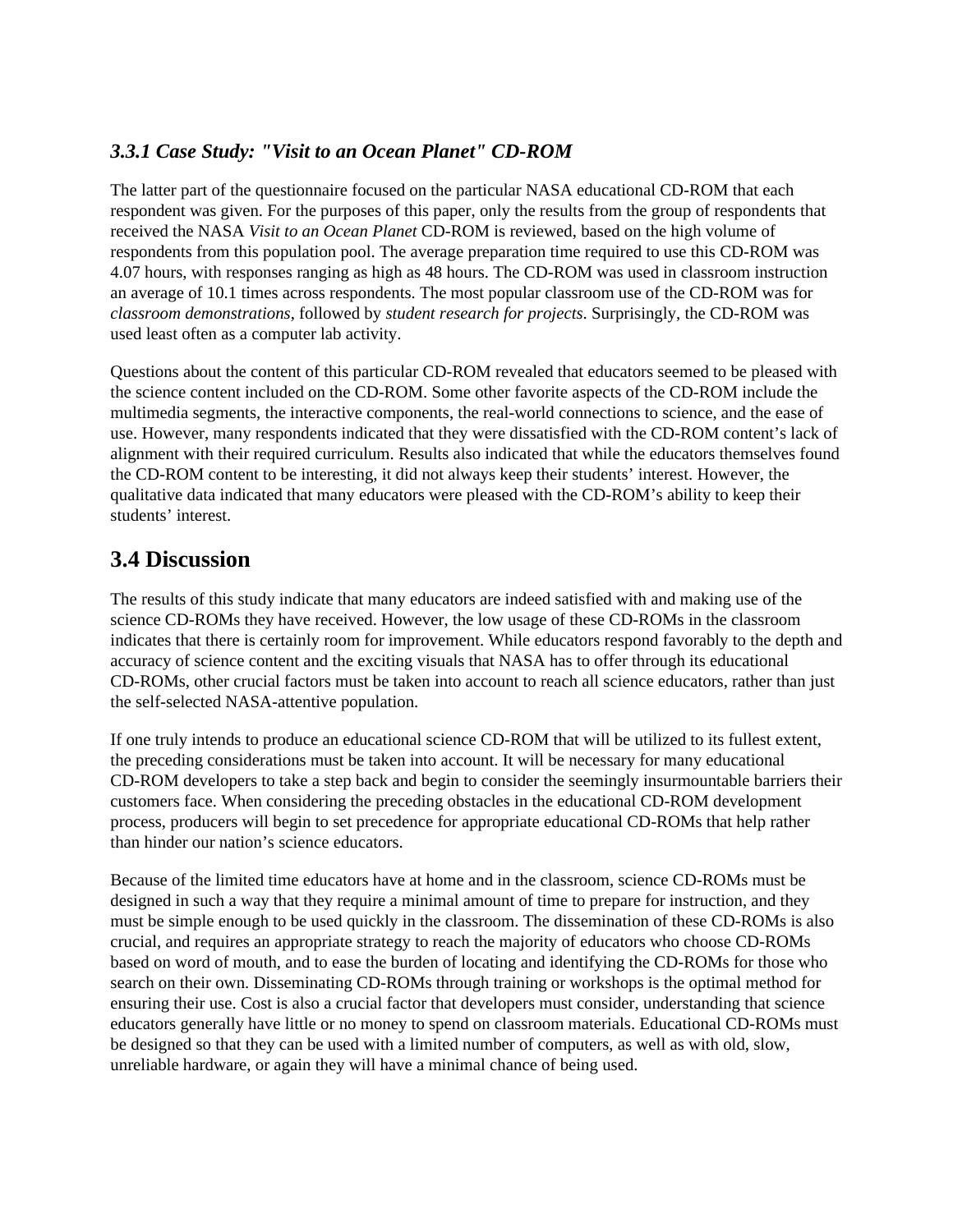### *3.3.1 Case Study: "Visit to an Ocean Planet" CD-ROM*

The latter part of the questionnaire focused on the particular NASA educational CD-ROM that each respondent was given. For the purposes of this paper, only the results from the group of respondents that received the NASA *Visit to an Ocean Planet* CD-ROM is reviewed, based on the high volume of respondents from this population pool. The average preparation time required to use this CD-ROM was 4.07 hours, with responses ranging as high as 48 hours. The CD-ROM was used in classroom instruction an average of 10.1 times across respondents. The most popular classroom use of the CD-ROM was for *classroom demonstrations*, followed by *student research for projects*. Surprisingly, the CD-ROM was used least often as a computer lab activity.

Questions about the content of this particular CD-ROM revealed that educators seemed to be pleased with the science content included on the CD-ROM. Some other favorite aspects of the CD-ROM include the multimedia segments, the interactive components, the real-world connections to science, and the ease of use. However, many respondents indicated that they were dissatisfied with the CD-ROM content's lack of alignment with their required curriculum. Results also indicated that while the educators themselves found the CD-ROM content to be interesting, it did not always keep their students' interest. However, the qualitative data indicated that many educators were pleased with the CD-ROM's ability to keep their students' interest.

## 3.4 Discussion

The results of this study indicate that many educators are indeed satisfied with and making use of the science CD-ROMs they have received. However, the low usage of these CD-ROMs in the classroom indicates that there is certainly room for improvement. While educators respond favorably to the depth and accuracy of science content and the exciting visuals that NASA has to offer through its educational CD-ROMs, other crucial factors must be taken into account to reach all science educators, rather than just the self-selected NASA-attentive population.

If one truly intends to produce an educational science CD-ROM that will be utilized to its fullest extent, the preceding considerations must be taken into account. It will be necessary for many educational CD-ROM developers to take a step back and begin to consider the seemingly insurmountable barriers their customers face. When considering the preceding obstacles in the educational CD-ROM development process, producers will begin to set precedence for appropriate educational CD-ROMs that help rather than hinder our nation's science educators.

Because of the limited time educators have at home and in the classroom, science CD-ROMs must be designed in such a way that they require a minimal amount of time to prepare for instruction, and they must be simple enough to be used quickly in the classroom. The dissemination of these CD-ROMs is also crucial, and requires an appropriate strategy to reach the majority of educators who choose CD-ROMs based on word of mouth, and to ease the burden of locating and identifying the CD-ROMs for those who search on their own. Disseminating CD-ROMs through training or workshops is the optimal method for ensuring their use. Cost is also a crucial factor that developers must consider, understanding that science educators generally have little or no money to spend on classroom materials. Educational CD-ROMs must be designed so that they can be used with a limited number of computers, as well as with old, slow, unreliable hardware, or again they will have a minimal chance of being used.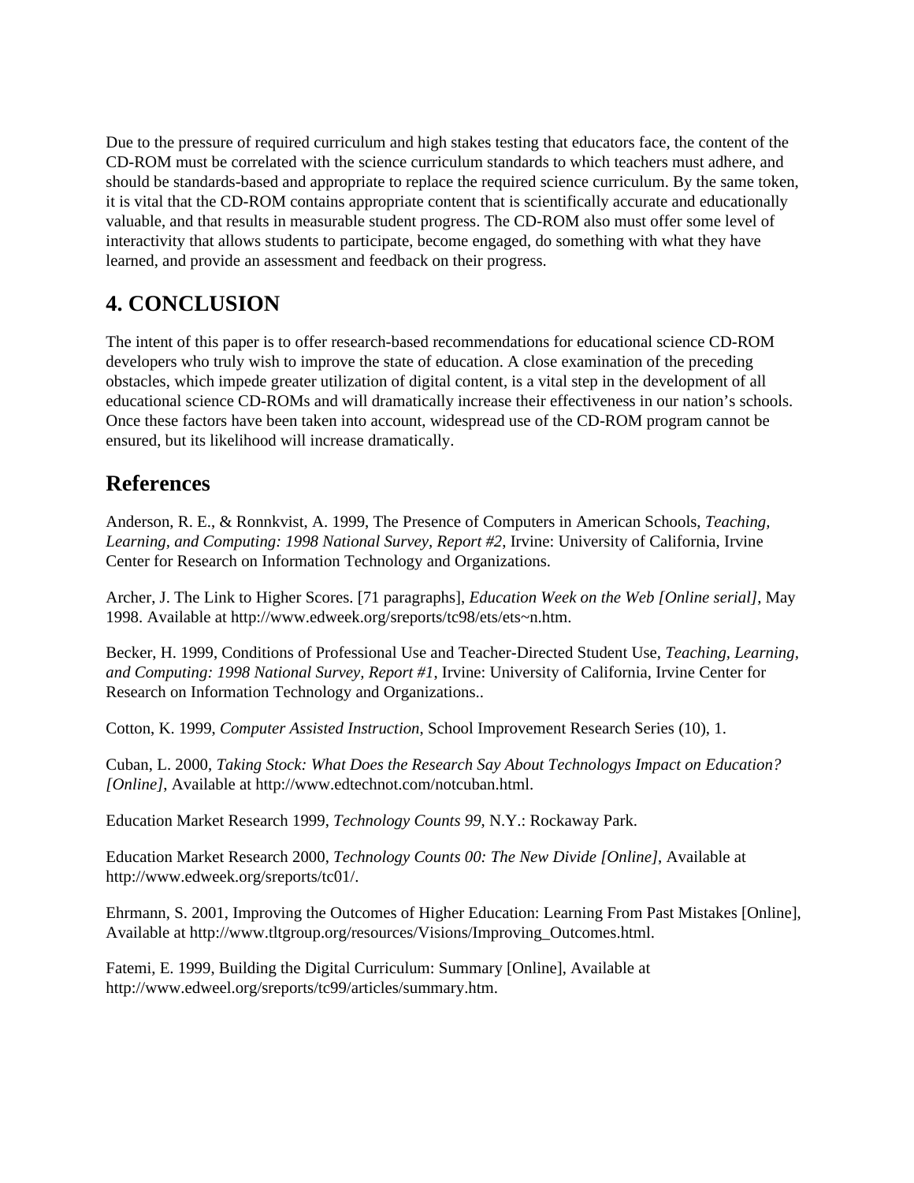Due to the pressure of required curriculum and high stakes testing that educators face, the content of the CD-ROM must be correlated with the science curriculum standards to which teachers must adhere, and should be standards-based and appropriate to replace the required science curriculum. By the same token, it is vital that the CD-ROM contains appropriate content that is scientifically accurate and educationally valuable, and that results in measurable student progress. The CD-ROM also must offer some level of interactivity that allows students to participate, become engaged, do something with what they have learned, and provide an assessment and feedback on their progress.

## 4. CONCLUSION

The intent of this paper is to offer research-based recommendations for educational science CD-ROM developers who truly wish to improve the state of education. A close examination of the preceding obstacles, which impede greater utilization of digital content, is a vital step in the development of all educational science CD-ROMs and will dramatically increase their effectiveness in our nation's schools. Once these factors have been taken into account, widespread use of the CD-ROM program cannot be ensured, but its likelihood will increase dramatically.

## References

Anderson, R. E., & Ronnkvist, A. 1999, The Presence of Computers in American Schools, *Teaching, Learning, and Computing: 1998 National Survey, Report #2*, Irvine: University of California, Irvine Center for Research on Information Technology and Organizations.

Archer, J. The Link to Higher Scores. [71 paragraphs], *Education Week on the Web [Online serial]*, May 1998. Available at http://www.edweek.org/sreports/tc98/ets/ets~n.htm.

Becker, H. 1999, Conditions of Professional Use and Teacher-Directed Student Use, *Teaching, Learning, and Computing: 1998 National Survey, Report #1*, Irvine: University of California, Irvine Center for Research on Information Technology and Organizations..

Cotton, K. 1999, *Computer Assisted Instruction*, School Improvement Research Series (10), 1.

Cuban, L. 2000, *Taking Stock: What Does the Research Say About Technologys Impact on Education? [Online]*, Available at http://www.edtechnot.com/notcuban.html.

Education Market Research 1999, *Technology Counts 99*, N.Y.: Rockaway Park.

Education Market Research 2000, *Technology Counts 00: The New Divide [Online]*, Available at http://www.edweek.org/sreports/tc01/.

Ehrmann, S. 2001, Improving the Outcomes of Higher Education: Learning From Past Mistakes [Online], Available at http://www.tltgroup.org/resources/Visions/Improving_Outcomes.html.

Fatemi, E. 1999, Building the Digital Curriculum: Summary [Online], Available at http://www.edweel.org/sreports/tc99/articles/summary.htm.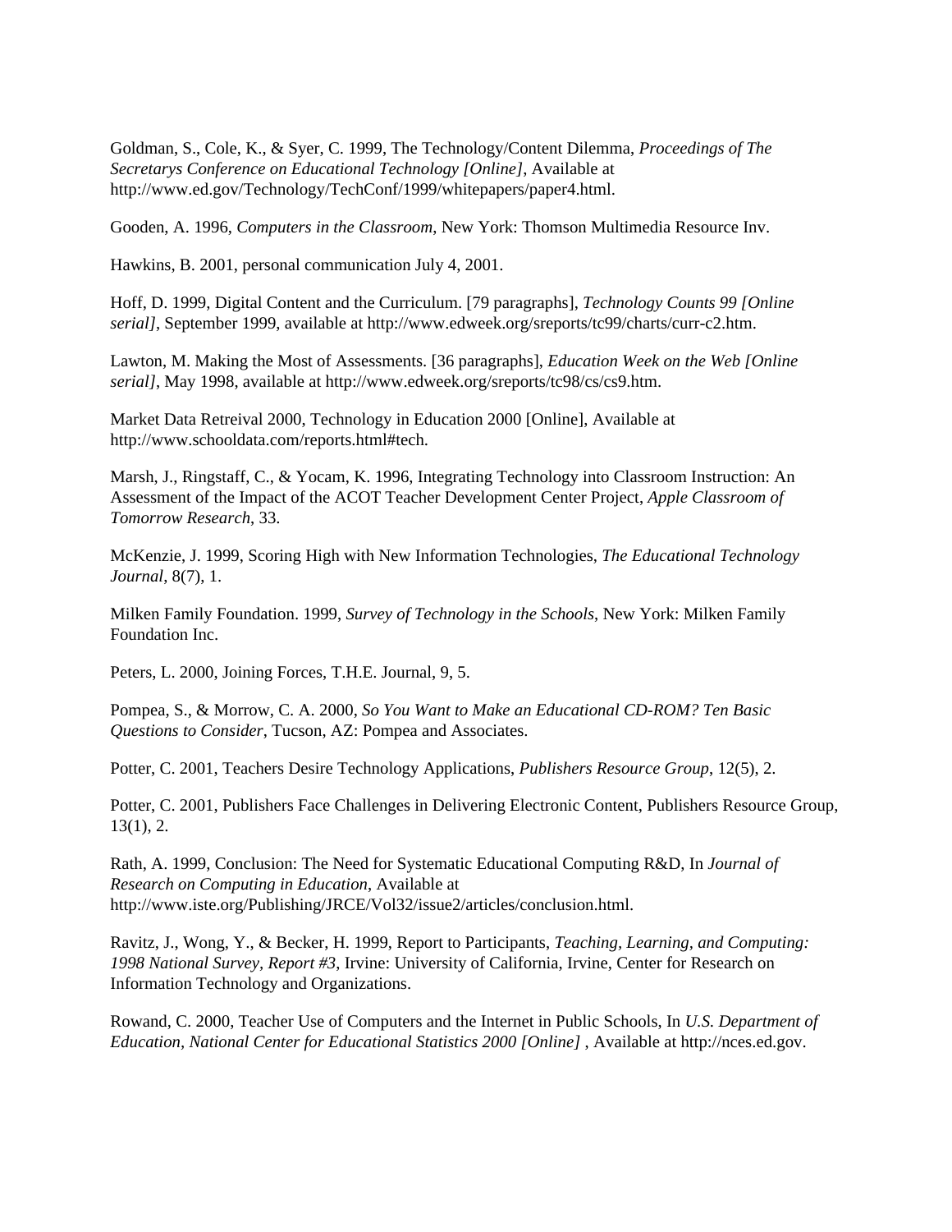Goldman, S., Cole, K., & Syer, C. 1999, The Technology/Content Dilemma, *Proceedings of The Secretarys Conference on Educational Technology [Online]*, Available at http://www.ed.gov/Technology/TechConf/1999/whitepapers/paper4.html.

Gooden, A. 1996, *Computers in the Classroom*, New York: Thomson Multimedia Resource Inv.

Hawkins, B. 2001, personal communication July 4, 2001.

Hoff, D. 1999, Digital Content and the Curriculum. [79 paragraphs], *Technology Counts 99 [Online serial]*, September 1999, available at http://www.edweek.org/sreports/tc99/charts/curr-c2.htm.

Lawton, M. Making the Most of Assessments. [36 paragraphs], *Education Week on the Web [Online serial]*, May 1998, available at http://www.edweek.org/sreports/tc98/cs/cs9.htm.

Market Data Retreival 2000, Technology in Education 2000 [Online], Available at http://www.schooldata.com/reports.html#tech.

Marsh, J., Ringstaff, C., & Yocam, K. 1996, Integrating Technology into Classroom Instruction: An Assessment of the Impact of the ACOT Teacher Development Center Project, *Apple Classroom of Tomorrow Research*, 33.

McKenzie, J. 1999, Scoring High with New Information Technologies, *The Educational Technology Journal*, 8(7), 1.

Milken Family Foundation. 1999, *Survey of Technology in the Schools*, New York: Milken Family Foundation Inc.

Peters, L. 2000, Joining Forces, T.H.E. Journal, 9, 5.

Pompea, S., & Morrow, C. A. 2000, *So You Want to Make an Educational CD-ROM? Ten Basic Questions to Consider*, Tucson, AZ: Pompea and Associates.

Potter, C. 2001, Teachers Desire Technology Applications, *Publishers Resource Group*, 12(5), 2.

Potter, C. 2001, Publishers Face Challenges in Delivering Electronic Content, Publishers Resource Group, 13(1), 2.

Rath, A. 1999, Conclusion: The Need for Systematic Educational Computing R&D, In *Journal of Research on Computing in Education*, Available at http://www.iste.org/Publishing/JRCE/Vol32/issue2/articles/conclusion.html.

Ravitz, J., Wong, Y., & Becker, H. 1999, Report to Participants, *Teaching, Learning, and Computing: 1998 National Survey, Report #3*, Irvine: University of California, Irvine, Center for Research on Information Technology and Organizations.

Rowand, C. 2000, Teacher Use of Computers and the Internet in Public Schools, In *U.S. Department of Education, National Center for Educational Statistics 2000 [Online]* , Available at http://nces.ed.gov.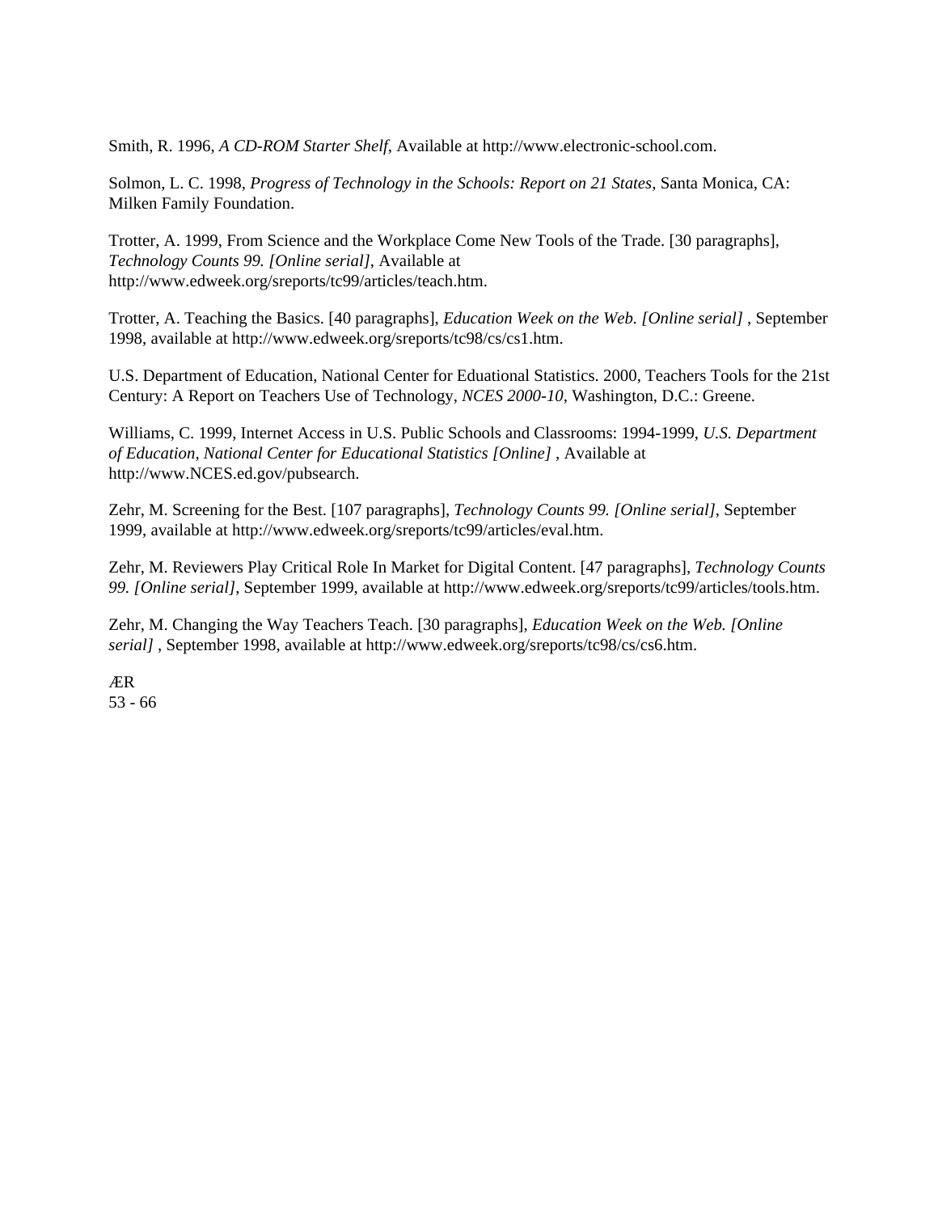Smith, R. 1996, *A CD-ROM Starter Shelf*, Available at http://www.electronic-school.com.

Solmon, L. C. 1998, *Progress of Technology in the Schools: Report on 21 States*, Santa Monica, CA: Milken Family Foundation.

Trotter, A. 1999, From Science and the Workplace Come New Tools of the Trade. [30 paragraphs], *Technology Counts 99. [Online serial]*, Available at http://www.edweek.org/sreports/tc99/articles/teach.htm.

Trotter, A. Teaching the Basics. [40 paragraphs], *Education Week on the Web. [Online serial]* , September 1998, available at http://www.edweek.org/sreports/tc98/cs/cs1.htm.

U.S. Department of Education, National Center for Eduational Statistics. 2000, Teachers Tools for the 21st Century: A Report on Teachers Use of Technology, *NCES 2000-10*, Washington, D.C.: Greene.

Williams, C. 1999, Internet Access in U.S. Public Schools and Classrooms: 1994-1999, *U.S. Department of Education, National Center for Educational Statistics [Online]* , Available at http://www.NCES.ed.gov/pubsearch.

Zehr, M. Screening for the Best. [107 paragraphs], *Technology Counts 99. [Online serial]*, September 1999, available at http://www.edweek.org/sreports/tc99/articles/eval.htm.

Zehr, M. Reviewers Play Critical Role In Market for Digital Content. [47 paragraphs], *Technology Counts 99. [Online serial]*, September 1999, available at http://www.edweek.org/sreports/tc99/articles/tools.htm.

Zehr, M. Changing the Way Teachers Teach. [30 paragraphs], *Education Week on the Web. [Online serial]* , September 1998, available at http://www.edweek.org/sreports/tc98/cs/cs6.htm.